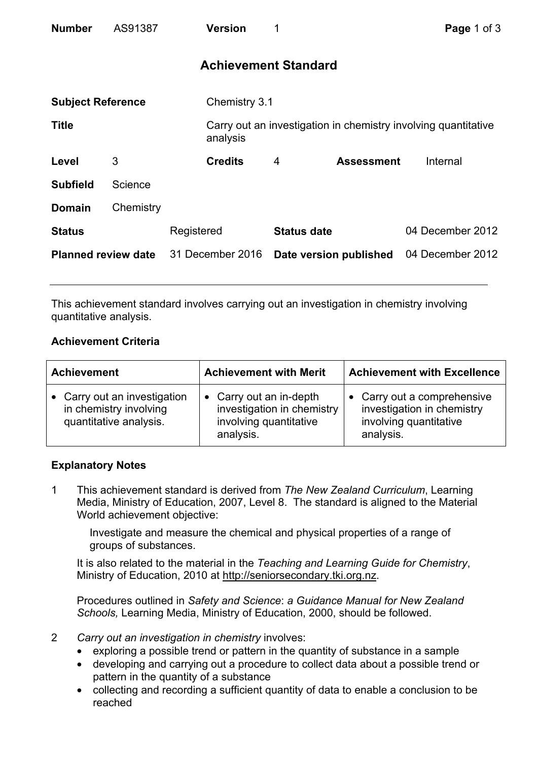| **Number** | AS91387 | **Version** | 1 |
|---|---|---|---|

## Achievement Standard

| | | | | | |
|---|---|---|---|---|---|
| **Subject Reference** | | Chemistry 3.1 | | | |
| **Title** | | Carry out an investigation in chemistry involving quantitative analysis | | | |
| **Level** | 3 | **Credits** | 4 | **Assessment** | Internal |
| **Subfield** | Science | | | | |
| **Domain** | Chemistry | | | | |
| **Status** | Registered | **Status date** | | 04 December 2012 | |
| **Planned review date** | 31 December 2016 | **Date version published** | | 04 December 2012 | |

This achievement standard involves carrying out an investigation in chemistry involving quantitative analysis.

### Achievement Criteria

| Achievement | Achievement with Merit | Achievement with Excellence |
|---|---|---|
| • Carry out an investigation in chemistry involving quantitative analysis. | • Carry out an in-depth investigation in chemistry involving quantitative analysis. | • Carry out a comprehensive investigation in chemistry involving quantitative analysis. |

### Explanatory Notes

1. This achievement standard is derived from *The New Zealand Curriculum*, Learning Media, Ministry of Education, 2007, Level 8. The standard is aligned to the Material World achievement objective:

   Investigate and measure the chemical and physical properties of a range of groups of substances.

   It is also related to the material in the *Teaching and Learning Guide for Chemistry*, Ministry of Education, 2010 at http://seniorsecondary.tki.org.nz.

   Procedures outlined in *Safety and Science*: *a Guidance Manual for New Zealand Schools,* Learning Media, Ministry of Education, 2000, should be followed.

2. *Carry out an investigation in chemistry* involves:
   - exploring a possible trend or pattern in the quantity of substance in a sample
   - developing and carrying out a procedure to collect data about a possible trend or pattern in the quantity of a substance
   - collecting and recording a sufficient quantity of data to enable a conclusion to be reached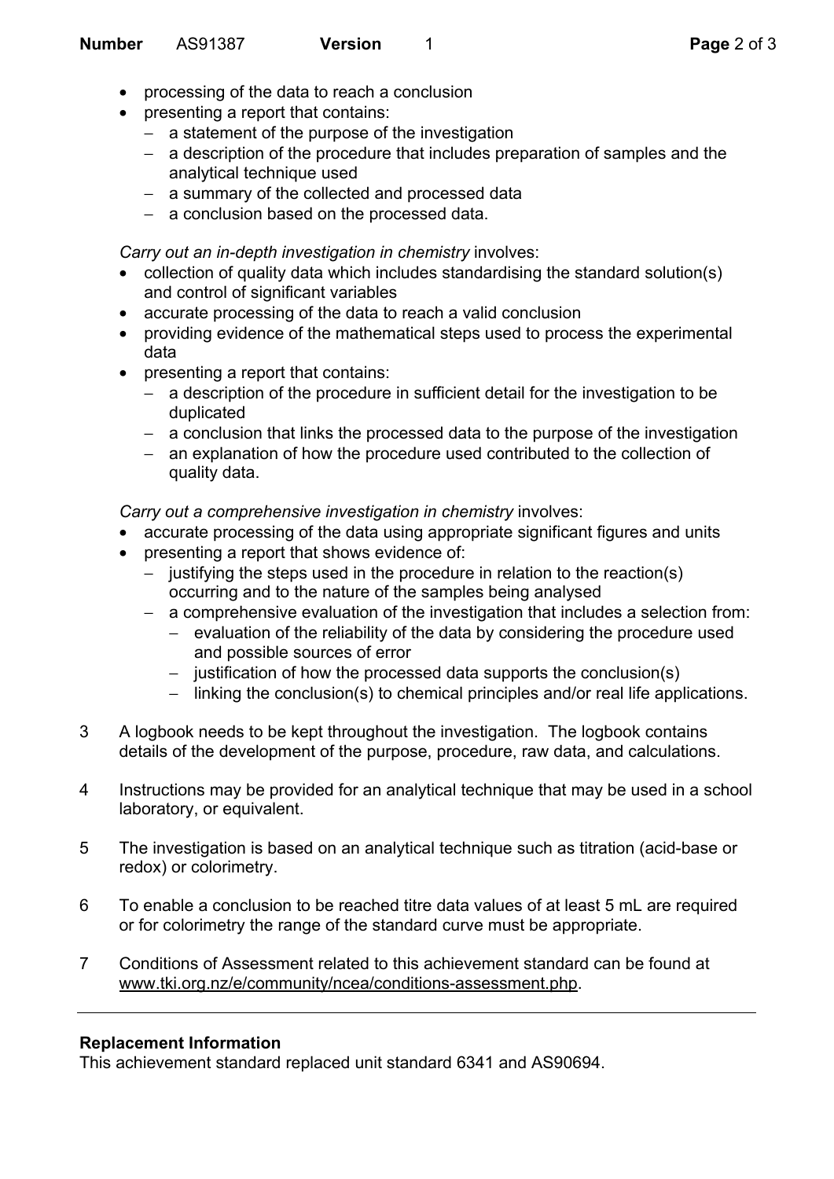- processing of the data to reach a conclusion
- presenting a report that contains:
  - a statement of the purpose of the investigation
  - a description of the procedure that includes preparation of samples and the analytical technique used
  - a summary of the collected and processed data
  - a conclusion based on the processed data.

*Carry out an in-depth investigation in chemistry* involves:

- collection of quality data which includes standardising the standard solution(s) and control of significant variables
- accurate processing of the data to reach a valid conclusion
- providing evidence of the mathematical steps used to process the experimental data
- presenting a report that contains:
  - a description of the procedure in sufficient detail for the investigation to be duplicated
  - a conclusion that links the processed data to the purpose of the investigation
  - an explanation of how the procedure used contributed to the collection of quality data.

*Carry out a comprehensive investigation in chemistry* involves:

- accurate processing of the data using appropriate significant figures and units
- presenting a report that shows evidence of:
  - justifying the steps used in the procedure in relation to the reaction(s) occurring and to the nature of the samples being analysed
  - a comprehensive evaluation of the investigation that includes a selection from:
    - evaluation of the reliability of the data by considering the procedure used and possible sources of error
    - justification of how the processed data supports the conclusion(s)
    - linking the conclusion(s) to chemical principles and/or real life applications.

3 A logbook needs to be kept throughout the investigation. The logbook contains details of the development of the purpose, procedure, raw data, and calculations.

4 Instructions may be provided for an analytical technique that may be used in a school laboratory, or equivalent.

5 The investigation is based on an analytical technique such as titration (acid-base or redox) or colorimetry.

6 To enable a conclusion to be reached titre data values of at least 5 mL are required or for colorimetry the range of the standard curve must be appropriate.

7 Conditions of Assessment related to this achievement standard can be found at www.tki.org.nz/e/community/ncea/conditions-assessment.php.

---

**Replacement Information**

This achievement standard replaced unit standard 6341 and AS90694.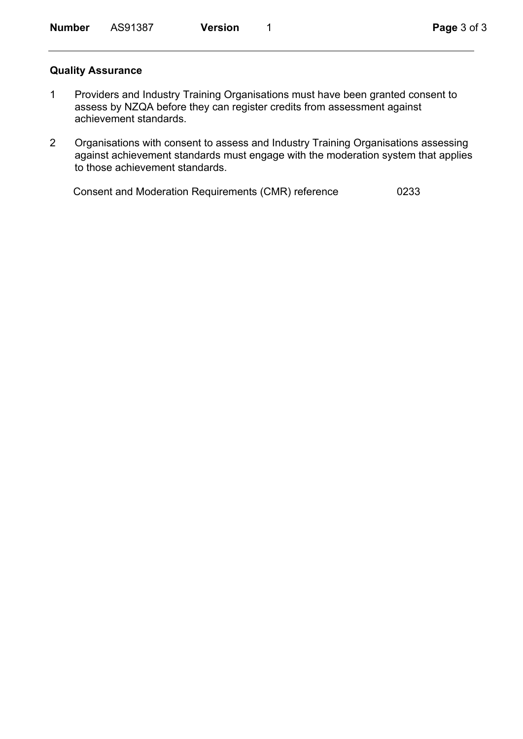**Quality Assurance**

1. Providers and Industry Training Organisations must have been granted consent to assess by NZQA before they can register credits from assessment against achievement standards.

2. Organisations with consent to assess and Industry Training Organisations assessing against achievement standards must engage with the moderation system that applies to those achievement standards.

Consent and Moderation Requirements (CMR) reference 0233